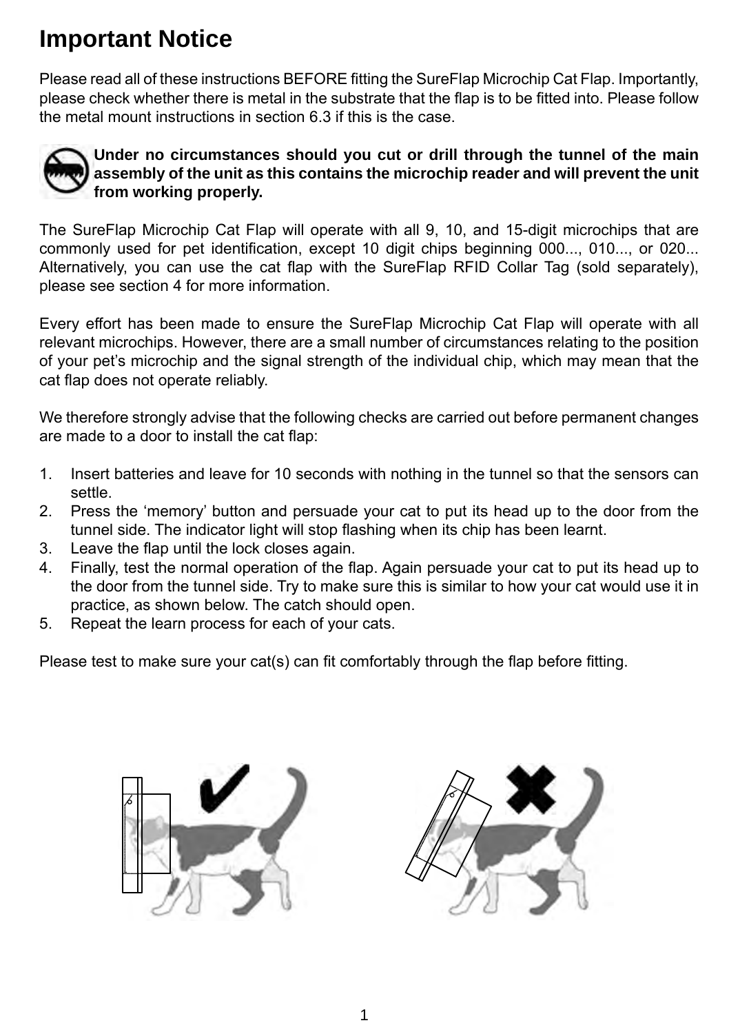# Important Notice

Please read all of these instructions BEFORE fitting the SureFlap Microchip Cat Flap. Importantly, please check whether there is metal in the substrate that the flap is to be fitted into. Please follow the metal mount instructions in section 6.3 if this is the case.

**Under no circumstances should you cut or drill through the tunnel of the main assembly of the unit as this contains the microchip reader and will prevent the unit from working properly.**

The SureFlap Microchip Cat Flap will operate with all 9, 10, and 15-digit microchips that are commonly used for pet identification, except 10 digit chips beginning 000..., 010..., or 020... Alternatively, you can use the cat flap with the SureFlap RFID Collar Tag (sold separately), please see section 4 for more information.

Every effort has been made to ensure the SureFlap Microchip Cat Flap will operate with all relevant microchips. However, there are a small number of circumstances relating to the position of your pet's microchip and the signal strength of the individual chip, which may mean that the cat flap does not operate reliably.

We therefore strongly advise that the following checks are carried out before permanent changes are made to a door to install the cat flap:

1. Insert batteries and leave for 10 seconds with nothing in the tunnel so that the sensors can settle.
2. Press the 'memory' button and persuade your cat to put its head up to the door from the tunnel side. The indicator light will stop flashing when its chip has been learnt.
3. Leave the flap until the lock closes again.
4. Finally, test the normal operation of the flap. Again persuade your cat to put its head up to the door from the tunnel side. Try to make sure this is similar to how your cat would use it in practice, as shown below. The catch should open.
5. Repeat the learn process for each of your cats.

Please test to make sure your cat(s) can fit comfortably through the flap before fitting.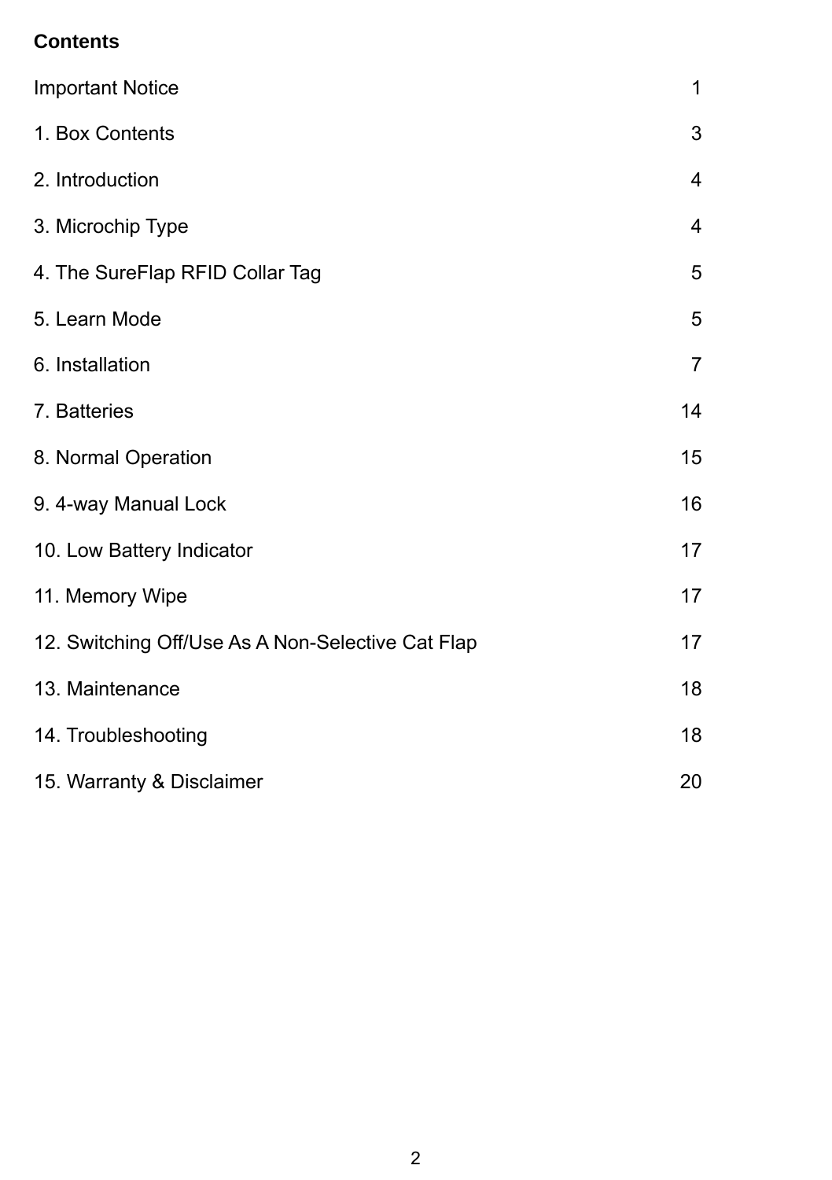**Contents**

| | |
|---|---|
| Important Notice | 1 |
| 1. Box Contents | 3 |
| 2. Introduction | 4 |
| 3. Microchip Type | 4 |
| 4. The SureFlap RFID Collar Tag | 5 |
| 5. Learn Mode | 5 |
| 6. Installation | 7 |
| 7. Batteries | 14 |
| 8. Normal Operation | 15 |
| 9. 4-way Manual Lock | 16 |
| 10. Low Battery Indicator | 17 |
| 11. Memory Wipe | 17 |
| 12. Switching Off/Use As A Non-Selective Cat Flap | 17 |
| 13. Maintenance | 18 |
| 14. Troubleshooting | 18 |
| 15. Warranty & Disclaimer | 20 |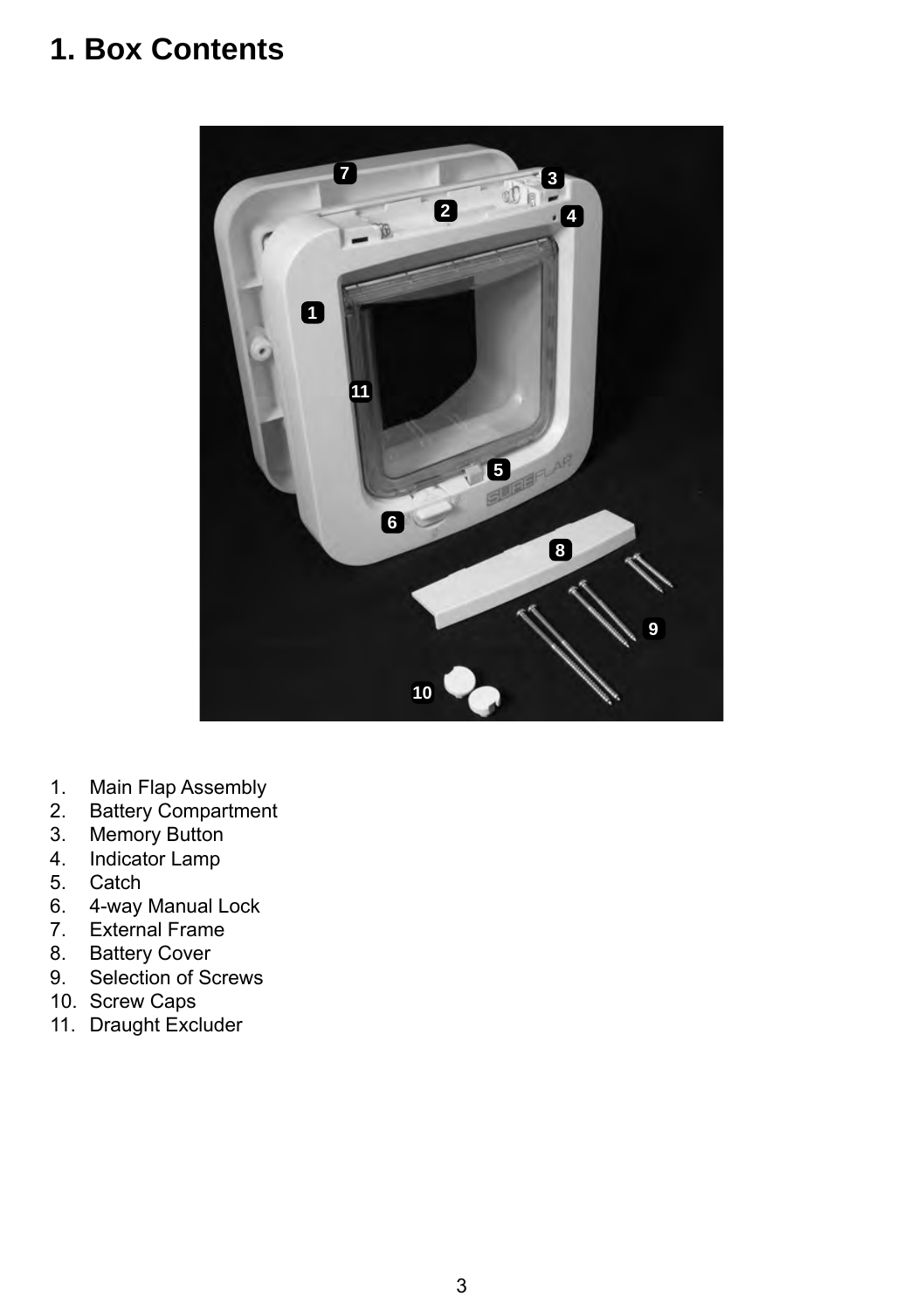# 1. Box Contents

1. Main Flap Assembly
2. Battery Compartment
3. Memory Button
4. Indicator Lamp
5. Catch
6. 4-way Manual Lock
7. External Frame
8. Battery Cover
9. Selection of Screws
10. Screw Caps
11. Draught Excluder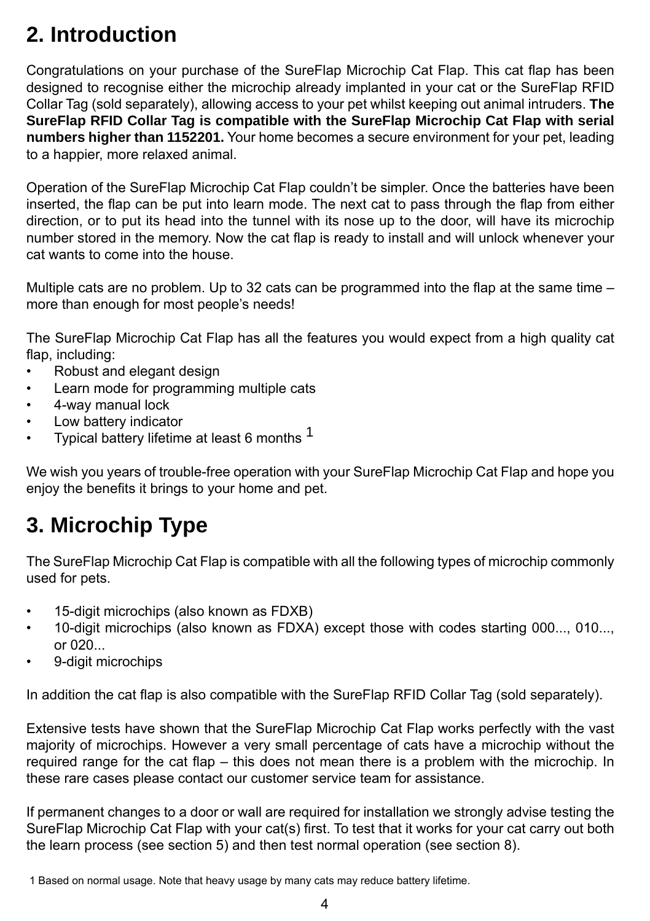## 2. Introduction

Congratulations on your purchase of the SureFlap Microchip Cat Flap. This cat flap has been designed to recognise either the microchip already implanted in your cat or the SureFlap RFID Collar Tag (sold separately), allowing access to your pet whilst keeping out animal intruders. **The SureFlap RFID Collar Tag is compatible with the SureFlap Microchip Cat Flap with serial numbers higher than 1152201.** Your home becomes a secure environment for your pet, leading to a happier, more relaxed animal.

Operation of the SureFlap Microchip Cat Flap couldn't be simpler. Once the batteries have been inserted, the flap can be put into learn mode. The next cat to pass through the flap from either direction, or to put its head into the tunnel with its nose up to the door, will have its microchip number stored in the memory. Now the cat flap is ready to install and will unlock whenever your cat wants to come into the house.

Multiple cats are no problem. Up to 32 cats can be programmed into the flap at the same time – more than enough for most people's needs!

The SureFlap Microchip Cat Flap has all the features you would expect from a high quality cat flap, including:

- Robust and elegant design
- Learn mode for programming multiple cats
- 4-way manual lock
- Low battery indicator
- Typical battery lifetime at least 6 months [1]

We wish you years of trouble-free operation with your SureFlap Microchip Cat Flap and hope you enjoy the benefits it brings to your home and pet.

## 3. Microchip Type

The SureFlap Microchip Cat Flap is compatible with all the following types of microchip commonly used for pets.

- 15-digit microchips (also known as FDXB)
- 10-digit microchips (also known as FDXA) except those with codes starting 000..., 010..., or 020...
- 9-digit microchips

In addition the cat flap is also compatible with the SureFlap RFID Collar Tag (sold separately).

Extensive tests have shown that the SureFlap Microchip Cat Flap works perfectly with the vast majority of microchips. However a very small percentage of cats have a microchip without the required range for the cat flap – this does not mean there is a problem with the microchip. In these rare cases please contact our customer service team for assistance.

If permanent changes to a door or wall are required for installation we strongly advise testing the SureFlap Microchip Cat Flap with your cat(s) first. To test that it works for your cat carry out both the learn process (see section 5) and then test normal operation (see section 8).

1 Based on normal usage. Note that heavy usage by many cats may reduce battery lifetime.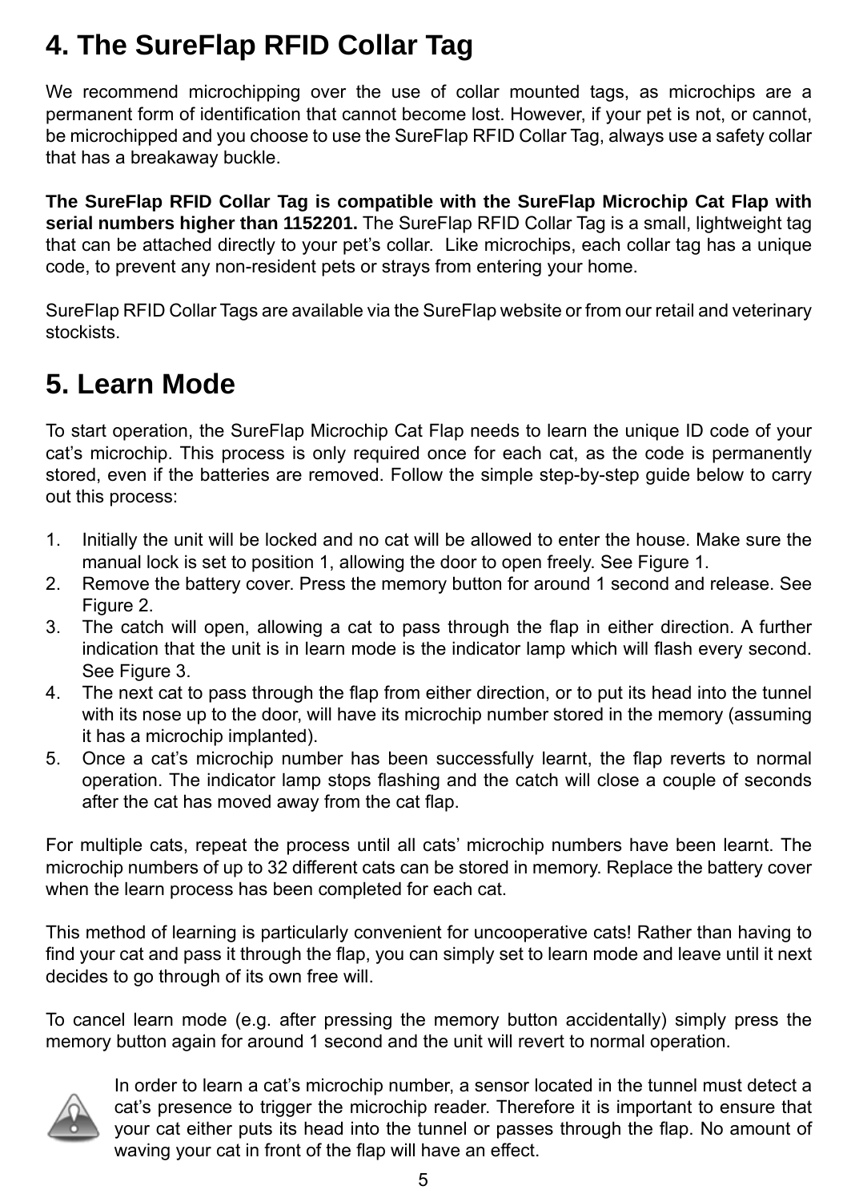## 4. The SureFlap RFID Collar Tag

We recommend microchipping over the use of collar mounted tags, as microchips are a permanent form of identification that cannot become lost. However, if your pet is not, or cannot, be microchipped and you choose to use the SureFlap RFID Collar Tag, always use a safety collar that has a breakaway buckle.

**The SureFlap RFID Collar Tag is compatible with the SureFlap Microchip Cat Flap with serial numbers higher than 1152201.** The SureFlap RFID Collar Tag is a small, lightweight tag that can be attached directly to your pet's collar. Like microchips, each collar tag has a unique code, to prevent any non-resident pets or strays from entering your home.

SureFlap RFID Collar Tags are available via the SureFlap website or from our retail and veterinary stockists.

## 5. Learn Mode

To start operation, the SureFlap Microchip Cat Flap needs to learn the unique ID code of your cat's microchip. This process is only required once for each cat, as the code is permanently stored, even if the batteries are removed. Follow the simple step-by-step guide below to carry out this process:

1. Initially the unit will be locked and no cat will be allowed to enter the house. Make sure the manual lock is set to position 1, allowing the door to open freely. See Figure 1.
2. Remove the battery cover. Press the memory button for around 1 second and release. See Figure 2.
3. The catch will open, allowing a cat to pass through the flap in either direction. A further indication that the unit is in learn mode is the indicator lamp which will flash every second. See Figure 3.
4. The next cat to pass through the flap from either direction, or to put its head into the tunnel with its nose up to the door, will have its microchip number stored in the memory (assuming it has a microchip implanted).
5. Once a cat's microchip number has been successfully learnt, the flap reverts to normal operation. The indicator lamp stops flashing and the catch will close a couple of seconds after the cat has moved away from the cat flap.

For multiple cats, repeat the process until all cats' microchip numbers have been learnt. The microchip numbers of up to 32 different cats can be stored in memory. Replace the battery cover when the learn process has been completed for each cat.

This method of learning is particularly convenient for uncooperative cats! Rather than having to find your cat and pass it through the flap, you can simply set to learn mode and leave until it next decides to go through of its own free will.

To cancel learn mode (e.g. after pressing the memory button accidentally) simply press the memory button again for around 1 second and the unit will revert to normal operation.

In order to learn a cat's microchip number, a sensor located in the tunnel must detect a cat's presence to trigger the microchip reader. Therefore it is important to ensure that your cat either puts its head into the tunnel or passes through the flap. No amount of waving your cat in front of the flap will have an effect.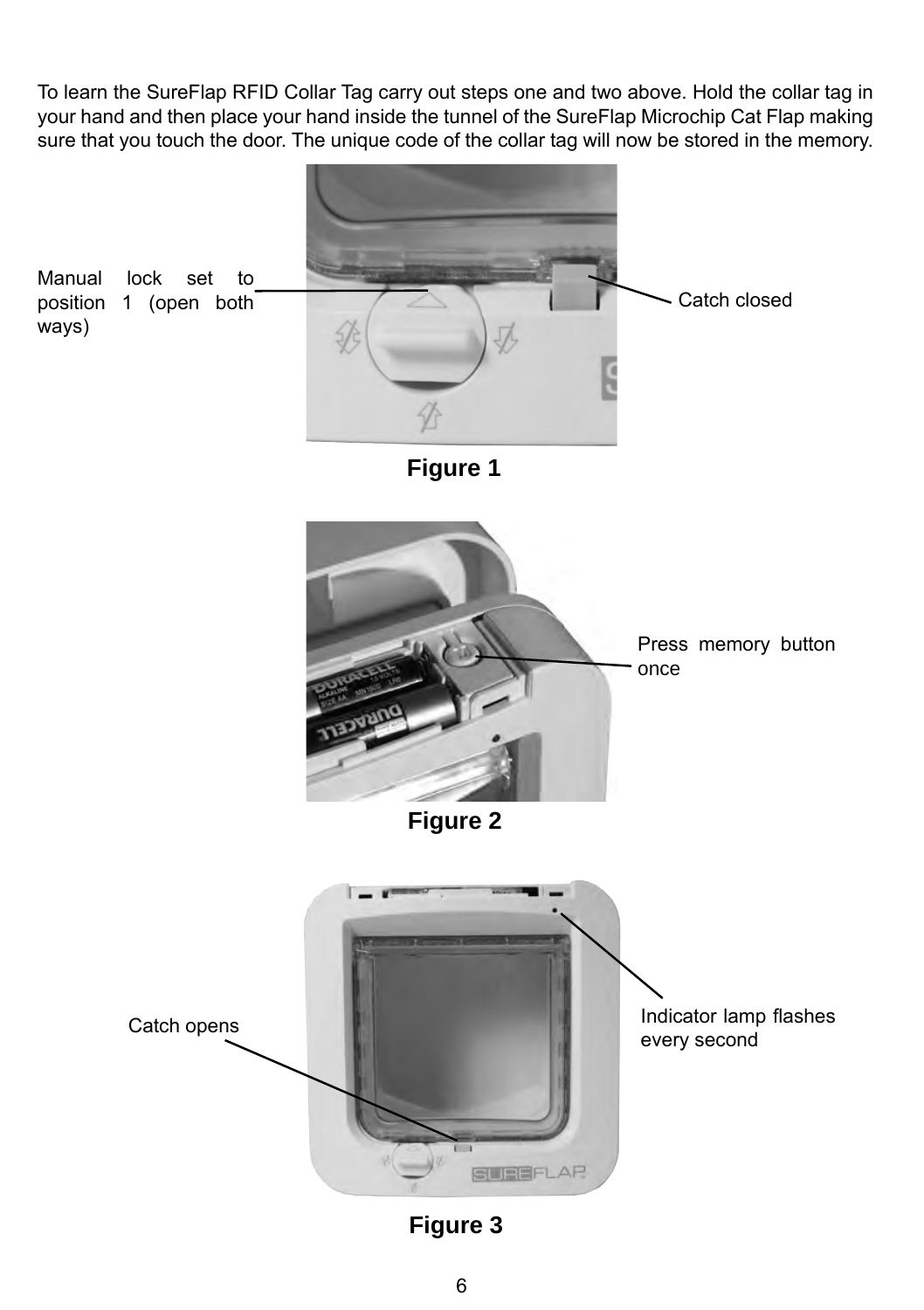To learn the SureFlap RFID Collar Tag carry out steps one and two above. Hold the collar tag in your hand and then place your hand inside the tunnel of the SureFlap Microchip Cat Flap making sure that you touch the door. The unique code of the collar tag will now be stored in the memory.

Manual lock set to position 1 (open both ways)

Catch closed

**Figure 1**

Press memory button once

**Figure 2**

Catch opens

Indicator lamp flashes every second

**Figure 3**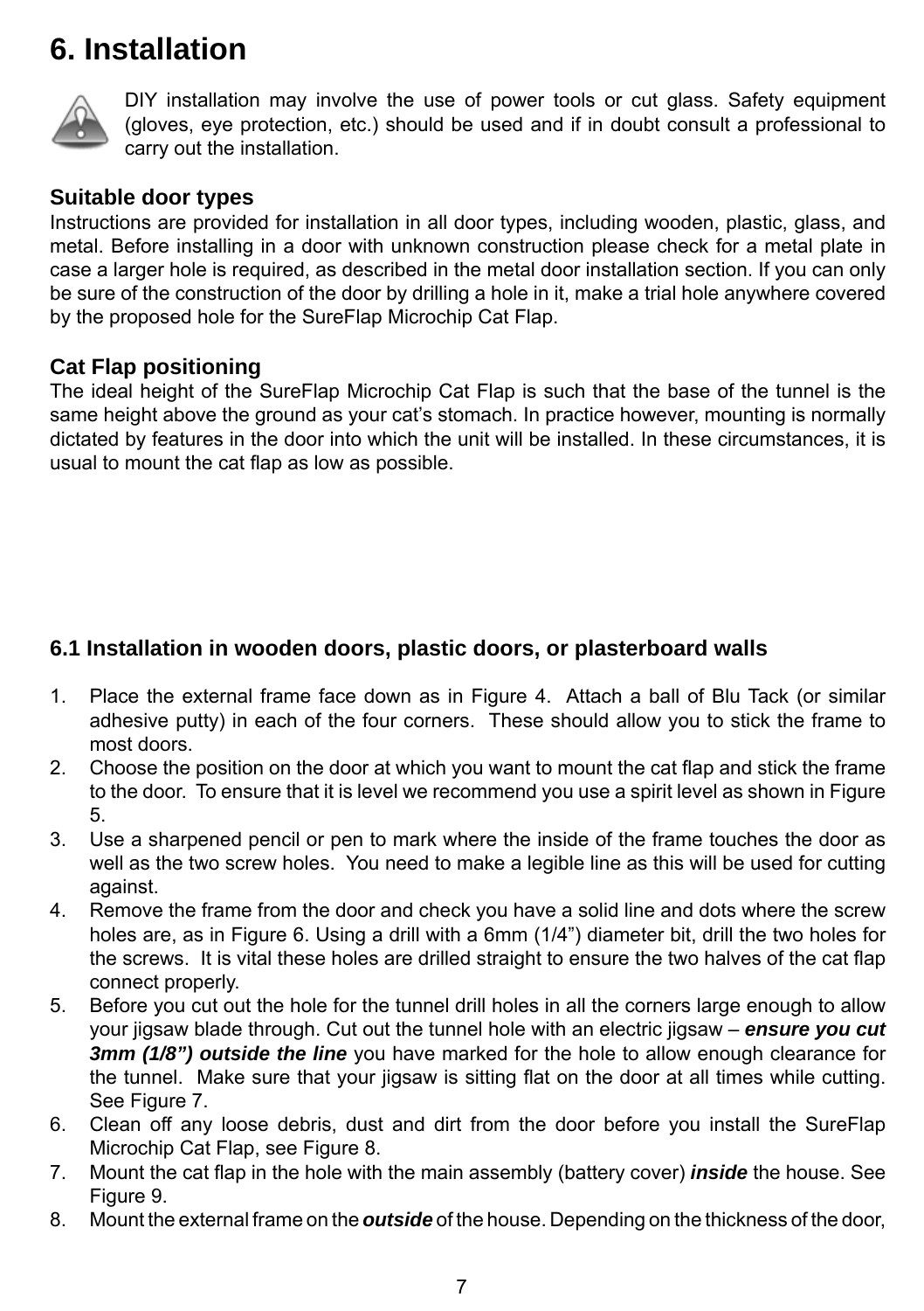# 6. Installation

DIY installation may involve the use of power tools or cut glass. Safety equipment (gloves, eye protection, etc.) should be used and if in doubt consult a professional to carry out the installation.

### Suitable door types

Instructions are provided for installation in all door types, including wooden, plastic, glass, and metal. Before installing in a door with unknown construction please check for a metal plate in case a larger hole is required, as described in the metal door installation section. If you can only be sure of the construction of the door by drilling a hole in it, make a trial hole anywhere covered by the proposed hole for the SureFlap Microchip Cat Flap.

### Cat Flap positioning

The ideal height of the SureFlap Microchip Cat Flap is such that the base of the tunnel is the same height above the ground as your cat's stomach. In practice however, mounting is normally dictated by features in the door into which the unit will be installed. In these circumstances, it is usual to mount the cat flap as low as possible.

## 6.1 Installation in wooden doors, plastic doors, or plasterboard walls

1. Place the external frame face down as in Figure 4. Attach a ball of Blu Tack (or similar adhesive putty) in each of the four corners. These should allow you to stick the frame to most doors.
2. Choose the position on the door at which you want to mount the cat flap and stick the frame to the door. To ensure that it is level we recommend you use a spirit level as shown in Figure 5.
3. Use a sharpened pencil or pen to mark where the inside of the frame touches the door as well as the two screw holes. You need to make a legible line as this will be used for cutting against.
4. Remove the frame from the door and check you have a solid line and dots where the screw holes are, as in Figure 6. Using a drill with a 6mm (1/4") diameter bit, drill the two holes for the screws. It is vital these holes are drilled straight to ensure the two halves of the cat flap connect properly.
5. Before you cut out the hole for the tunnel drill holes in all the corners large enough to allow your jigsaw blade through. Cut out the tunnel hole with an electric jigsaw – ***ensure you cut 3mm (1/8") outside the line*** you have marked for the hole to allow enough clearance for the tunnel. Make sure that your jigsaw is sitting flat on the door at all times while cutting. See Figure 7.
6. Clean off any loose debris, dust and dirt from the door before you install the SureFlap Microchip Cat Flap, see Figure 8.
7. Mount the cat flap in the hole with the main assembly (battery cover) ***inside*** the house. See Figure 9.
8. Mount the external frame on the ***outside*** of the house. Depending on the thickness of the door,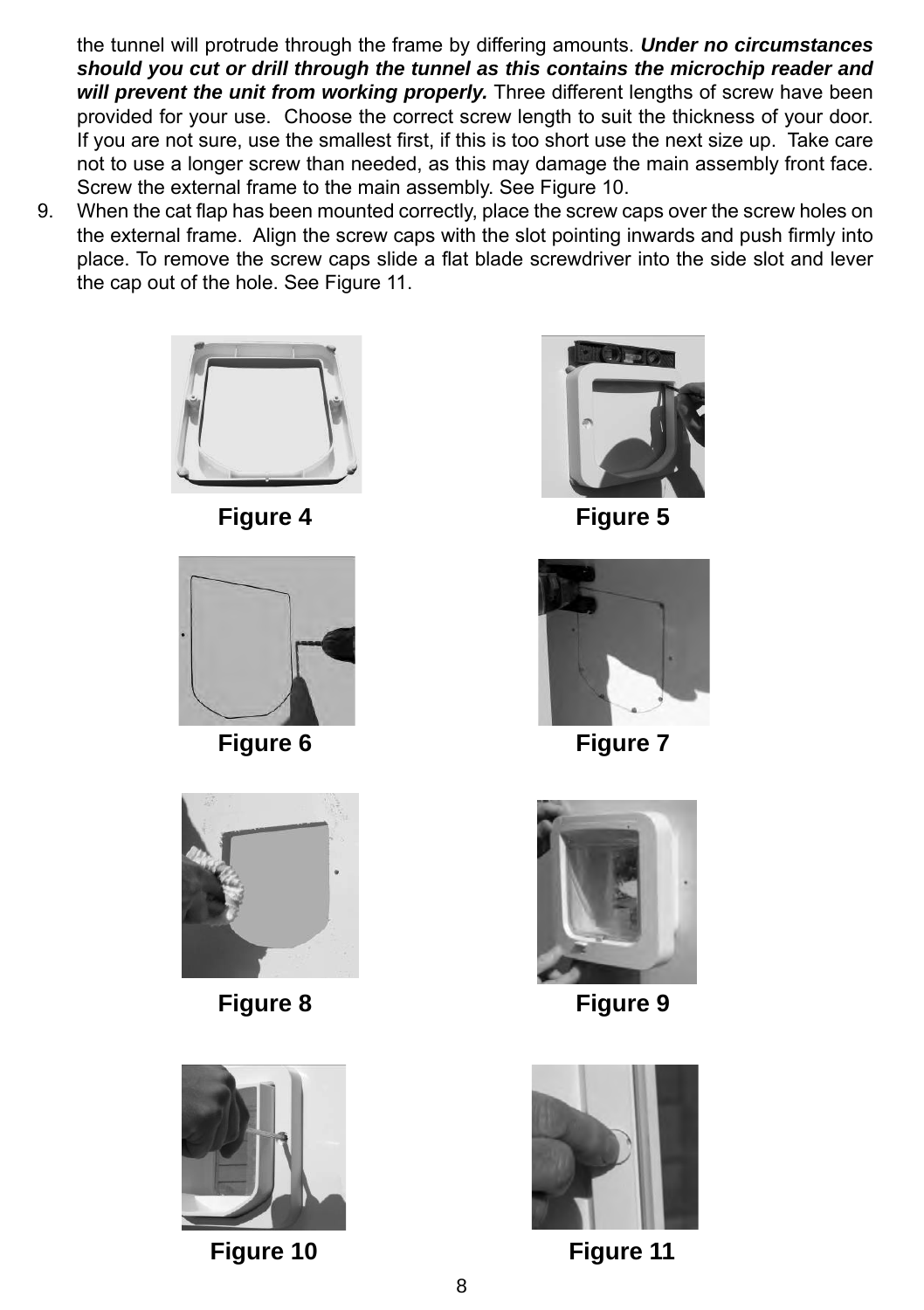the tunnel will protrude through the frame by differing amounts. ***Under no circumstances should you cut or drill through the tunnel as this contains the microchip reader and will prevent the unit from working properly.*** Three different lengths of screw have been provided for your use. Choose the correct screw length to suit the thickness of your door. If you are not sure, use the smallest first, if this is too short use the next size up. Take care not to use a longer screw than needed, as this may damage the main assembly front face. Screw the external frame to the main assembly. See Figure 10.

9. When the cat flap has been mounted correctly, place the screw caps over the screw holes on the external frame. Align the screw caps with the slot pointing inwards and push firmly into place. To remove the screw caps slide a flat blade screwdriver into the side slot and lever the cap out of the hole. See Figure 11.

**Figure 4**

**Figure 5**

**Figure 6**

**Figure 7**

**Figure 8**

**Figure 9**

**Figure 10**

**Figure 11**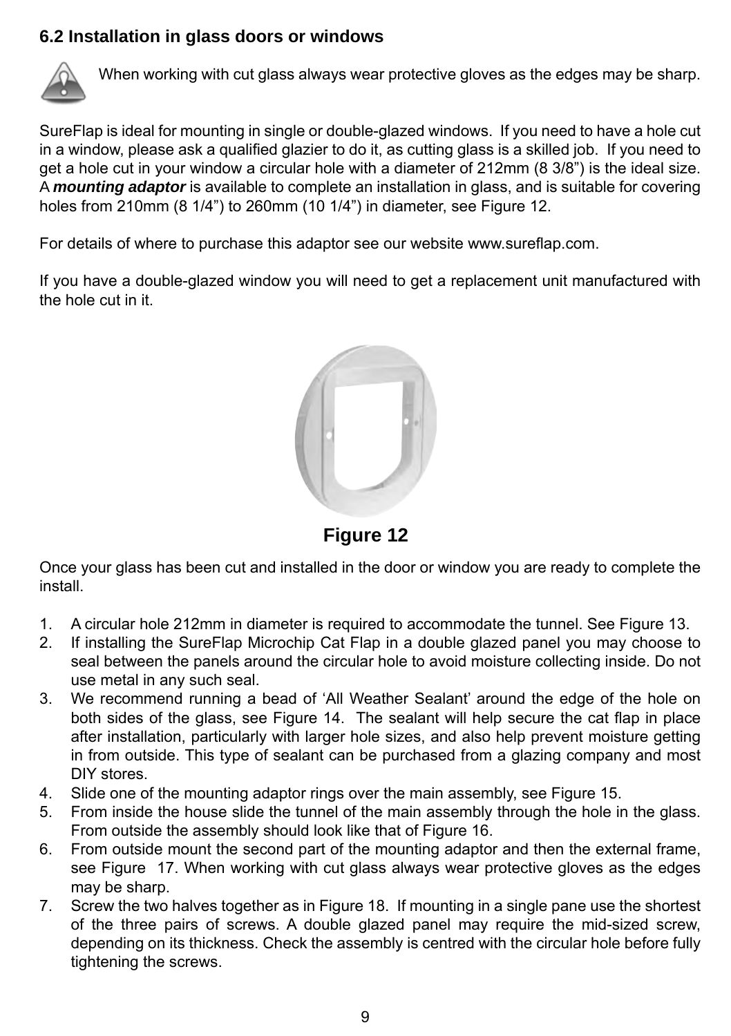## 6.2 Installation in glass doors or windows

When working with cut glass always wear protective gloves as the edges may be sharp.

SureFlap is ideal for mounting in single or double-glazed windows. If you need to have a hole cut in a window, please ask a qualified glazier to do it, as cutting glass is a skilled job. If you need to get a hole cut in your window a circular hole with a diameter of 212mm (8 3/8") is the ideal size. A ***mounting adaptor*** is available to complete an installation in glass, and is suitable for covering holes from 210mm (8 1/4") to 260mm (10 1/4") in diameter, see Figure 12.

For details of where to purchase this adaptor see our website www.sureflap.com.

If you have a double-glazed window you will need to get a replacement unit manufactured with the hole cut in it.

**Figure 12**

Once your glass has been cut and installed in the door or window you are ready to complete the install.

1. A circular hole 212mm in diameter is required to accommodate the tunnel. See Figure 13.
2. If installing the SureFlap Microchip Cat Flap in a double glazed panel you may choose to seal between the panels around the circular hole to avoid moisture collecting inside. Do not use metal in any such seal.
3. We recommend running a bead of 'All Weather Sealant' around the edge of the hole on both sides of the glass, see Figure 14. The sealant will help secure the cat flap in place after installation, particularly with larger hole sizes, and also help prevent moisture getting in from outside. This type of sealant can be purchased from a glazing company and most DIY stores.
4. Slide one of the mounting adaptor rings over the main assembly, see Figure 15.
5. From inside the house slide the tunnel of the main assembly through the hole in the glass. From outside the assembly should look like that of Figure 16.
6. From outside mount the second part of the mounting adaptor and then the external frame, see Figure 17. When working with cut glass always wear protective gloves as the edges may be sharp.
7. Screw the two halves together as in Figure 18. If mounting in a single pane use the shortest of the three pairs of screws. A double glazed panel may require the mid-sized screw, depending on its thickness. Check the assembly is centred with the circular hole before fully tightening the screws.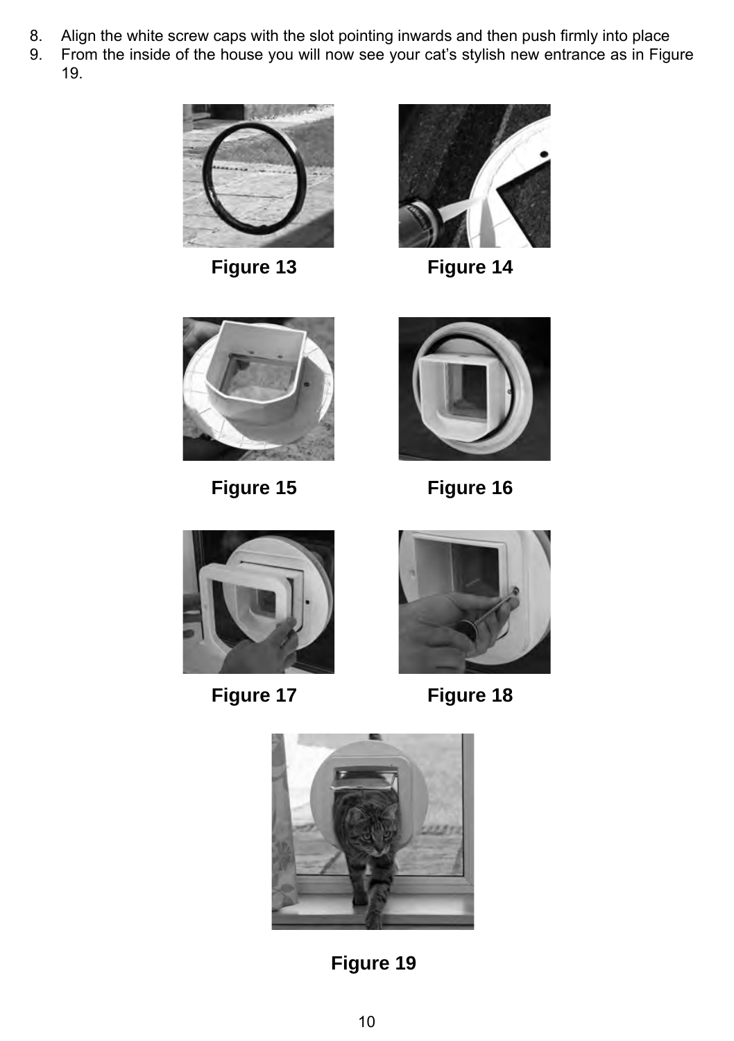8. Align the white screw caps with the slot pointing inwards and then push firmly into place
9. From the inside of the house you will now see your cat's stylish new entrance as in Figure 19.

Figure 13

Figure 14

Figure 15

Figure 16

Figure 17

Figure 18

Figure 19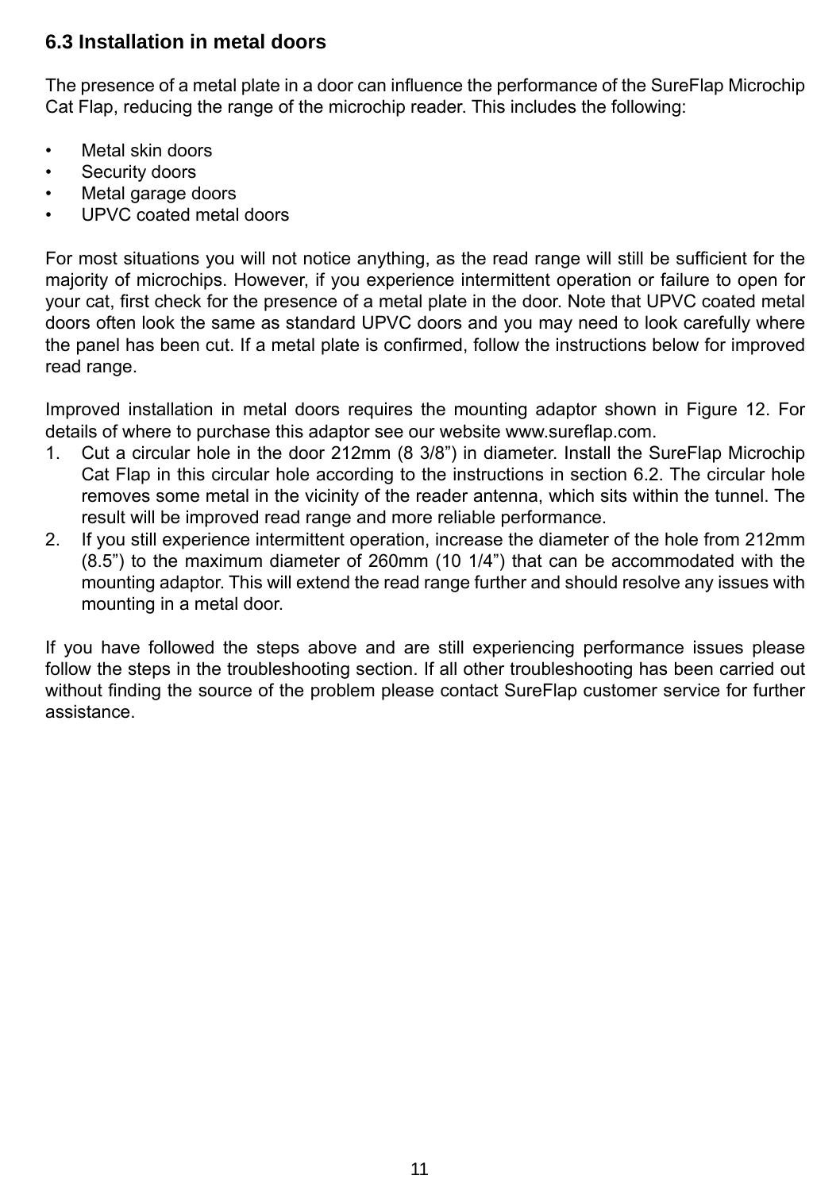### 6.3 Installation in metal doors

The presence of a metal plate in a door can influence the performance of the SureFlap Microchip Cat Flap, reducing the range of the microchip reader. This includes the following:

- Metal skin doors
- Security doors
- Metal garage doors
- UPVC coated metal doors

For most situations you will not notice anything, as the read range will still be sufficient for the majority of microchips. However, if you experience intermittent operation or failure to open for your cat, first check for the presence of a metal plate in the door. Note that UPVC coated metal doors often look the same as standard UPVC doors and you may need to look carefully where the panel has been cut. If a metal plate is confirmed, follow the instructions below for improved read range.

Improved installation in metal doors requires the mounting adaptor shown in Figure 12. For details of where to purchase this adaptor see our website www.sureflap.com.

1. Cut a circular hole in the door 212mm (8 3/8”) in diameter. Install the SureFlap Microchip Cat Flap in this circular hole according to the instructions in section 6.2. The circular hole removes some metal in the vicinity of the reader antenna, which sits within the tunnel. The result will be improved read range and more reliable performance.
2. If you still experience intermittent operation, increase the diameter of the hole from 212mm (8.5”) to the maximum diameter of 260mm (10 1/4”) that can be accommodated with the mounting adaptor. This will extend the read range further and should resolve any issues with mounting in a metal door.

If you have followed the steps above and are still experiencing performance issues please follow the steps in the troubleshooting section. If all other troubleshooting has been carried out without finding the source of the problem please contact SureFlap customer service for further assistance.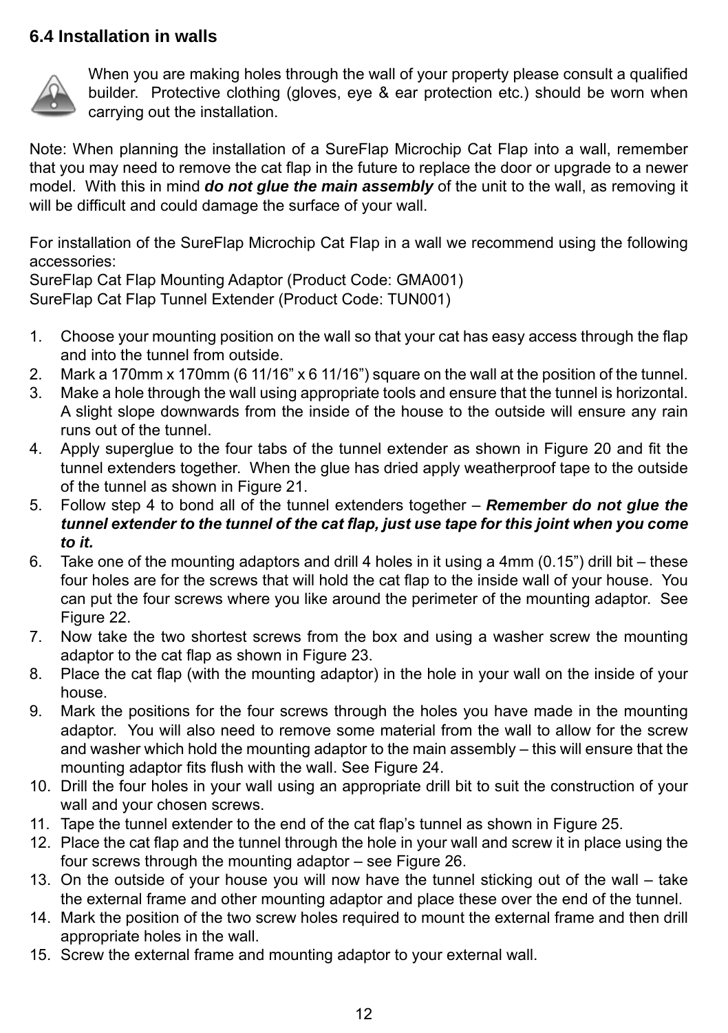## 6.4 Installation in walls

When you are making holes through the wall of your property please consult a qualified builder. Protective clothing (gloves, eye & ear protection etc.) should be worn when carrying out the installation.

Note: When planning the installation of a SureFlap Microchip Cat Flap into a wall, remember that you may need to remove the cat flap in the future to replace the door or upgrade to a newer model. With this in mind ***do not glue the main assembly*** of the unit to the wall, as removing it will be difficult and could damage the surface of your wall.

For installation of the SureFlap Microchip Cat Flap in a wall we recommend using the following accessories:
SureFlap Cat Flap Mounting Adaptor (Product Code: GMA001)
SureFlap Cat Flap Tunnel Extender (Product Code: TUN001)

1. Choose your mounting position on the wall so that your cat has easy access through the flap and into the tunnel from outside.
2. Mark a 170mm x 170mm (6 11/16” x 6 11/16”) square on the wall at the position of the tunnel.
3. Make a hole through the wall using appropriate tools and ensure that the tunnel is horizontal. A slight slope downwards from the inside of the house to the outside will ensure any rain runs out of the tunnel.
4. Apply superglue to the four tabs of the tunnel extender as shown in Figure 20 and fit the tunnel extenders together. When the glue has dried apply weatherproof tape to the outside of the tunnel as shown in Figure 21.
5. Follow step 4 to bond all of the tunnel extenders together – ***Remember do not glue the tunnel extender to the tunnel of the cat flap, just use tape for this joint when you come to it.***
6. Take one of the mounting adaptors and drill 4 holes in it using a 4mm (0.15”) drill bit – these four holes are for the screws that will hold the cat flap to the inside wall of your house. You can put the four screws where you like around the perimeter of the mounting adaptor. See Figure 22.
7. Now take the two shortest screws from the box and using a washer screw the mounting adaptor to the cat flap as shown in Figure 23.
8. Place the cat flap (with the mounting adaptor) in the hole in your wall on the inside of your house.
9. Mark the positions for the four screws through the holes you have made in the mounting adaptor. You will also need to remove some material from the wall to allow for the screw and washer which hold the mounting adaptor to the main assembly – this will ensure that the mounting adaptor fits flush with the wall. See Figure 24.
10. Drill the four holes in your wall using an appropriate drill bit to suit the construction of your wall and your chosen screws.
11. Tape the tunnel extender to the end of the cat flap’s tunnel as shown in Figure 25.
12. Place the cat flap and the tunnel through the hole in your wall and screw it in place using the four screws through the mounting adaptor – see Figure 26.
13. On the outside of your house you will now have the tunnel sticking out of the wall – take the external frame and other mounting adaptor and place these over the end of the tunnel.
14. Mark the position of the two screw holes required to mount the external frame and then drill appropriate holes in the wall.
15. Screw the external frame and mounting adaptor to your external wall.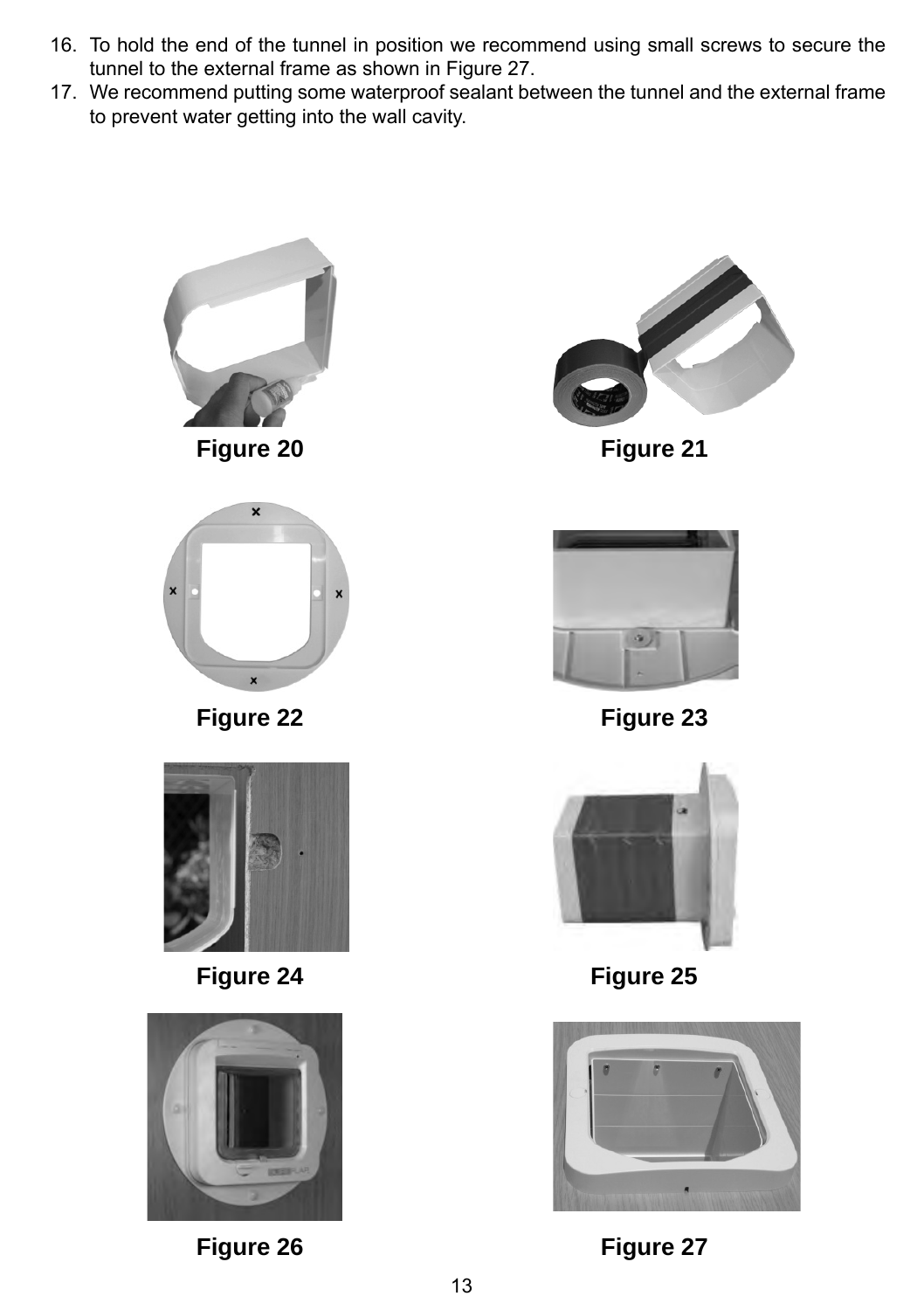16. To hold the end of the tunnel in position we recommend using small screws to secure the tunnel to the external frame as shown in Figure 27.
17. We recommend putting some waterproof sealant between the tunnel and the external frame to prevent water getting into the wall cavity.

**Figure 20**

**Figure 21**

**Figure 22**

**Figure 23**

**Figure 24**

**Figure 25**

**Figure 26**

**Figure 27**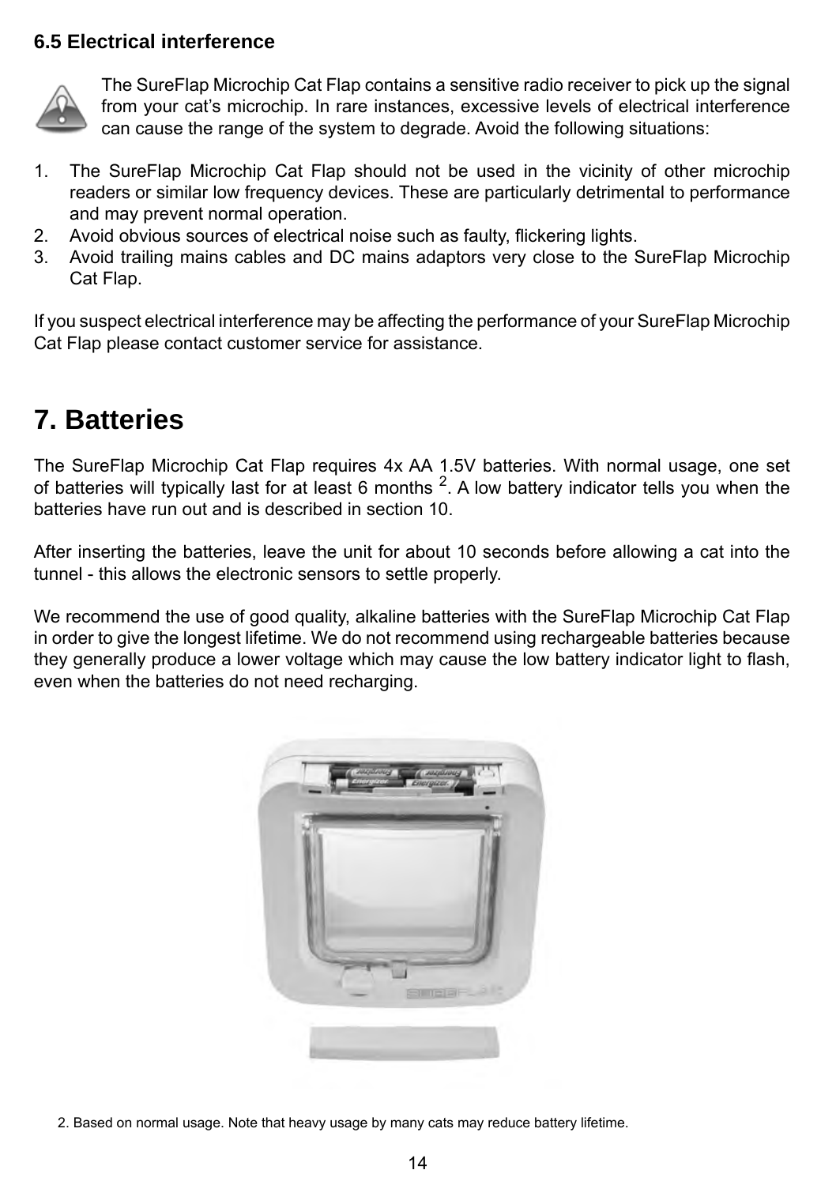### 6.5 Electrical interference

The SureFlap Microchip Cat Flap contains a sensitive radio receiver to pick up the signal from your cat's microchip. In rare instances, excessive levels of electrical interference can cause the range of the system to degrade. Avoid the following situations:

1. The SureFlap Microchip Cat Flap should not be used in the vicinity of other microchip readers or similar low frequency devices. These are particularly detrimental to performance and may prevent normal operation.
2. Avoid obvious sources of electrical noise such as faulty, flickering lights.
3. Avoid trailing mains cables and DC mains adaptors very close to the SureFlap Microchip Cat Flap.

If you suspect electrical interference may be affecting the performance of your SureFlap Microchip Cat Flap please contact customer service for assistance.

# 7. Batteries

The SureFlap Microchip Cat Flap requires 4x AA 1.5V batteries. With normal usage, one set of batteries will typically last for at least 6 months [2]. A low battery indicator tells you when the batteries have run out and is described in section 10.

After inserting the batteries, leave the unit for about 10 seconds before allowing a cat into the tunnel - this allows the electronic sensors to settle properly.

We recommend the use of good quality, alkaline batteries with the SureFlap Microchip Cat Flap in order to give the longest lifetime. We do not recommend using rechargeable batteries because they generally produce a lower voltage which may cause the low battery indicator light to flash, even when the batteries do not need recharging.

2. Based on normal usage. Note that heavy usage by many cats may reduce battery lifetime.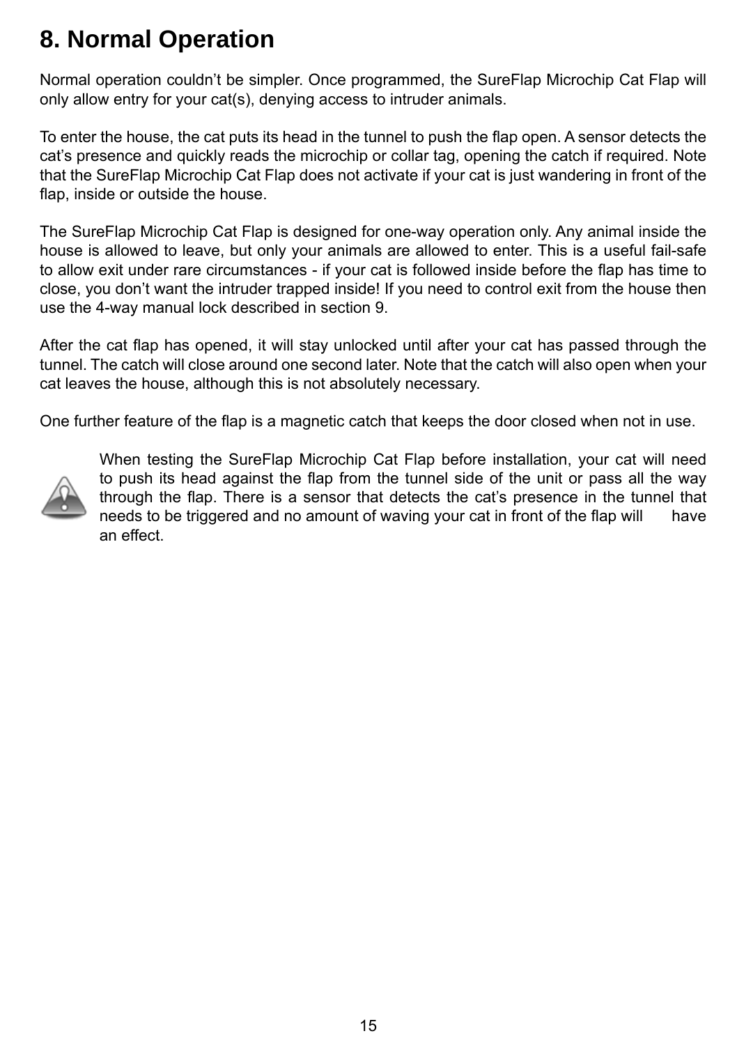# 8. Normal Operation

Normal operation couldn't be simpler. Once programmed, the SureFlap Microchip Cat Flap will only allow entry for your cat(s), denying access to intruder animals.

To enter the house, the cat puts its head in the tunnel to push the flap open. A sensor detects the cat's presence and quickly reads the microchip or collar tag, opening the catch if required. Note that the SureFlap Microchip Cat Flap does not activate if your cat is just wandering in front of the flap, inside or outside the house.

The SureFlap Microchip Cat Flap is designed for one-way operation only. Any animal inside the house is allowed to leave, but only your animals are allowed to enter. This is a useful fail-safe to allow exit under rare circumstances - if your cat is followed inside before the flap has time to close, you don't want the intruder trapped inside! If you need to control exit from the house then use the 4-way manual lock described in section 9.

After the cat flap has opened, it will stay unlocked until after your cat has passed through the tunnel. The catch will close around one second later. Note that the catch will also open when your cat leaves the house, although this is not absolutely necessary.

One further feature of the flap is a magnetic catch that keeps the door closed when not in use.

When testing the SureFlap Microchip Cat Flap before installation, your cat will need to push its head against the flap from the tunnel side of the unit or pass all the way through the flap. There is a sensor that detects the cat's presence in the tunnel that needs to be triggered and no amount of waving your cat in front of the flap will have an effect.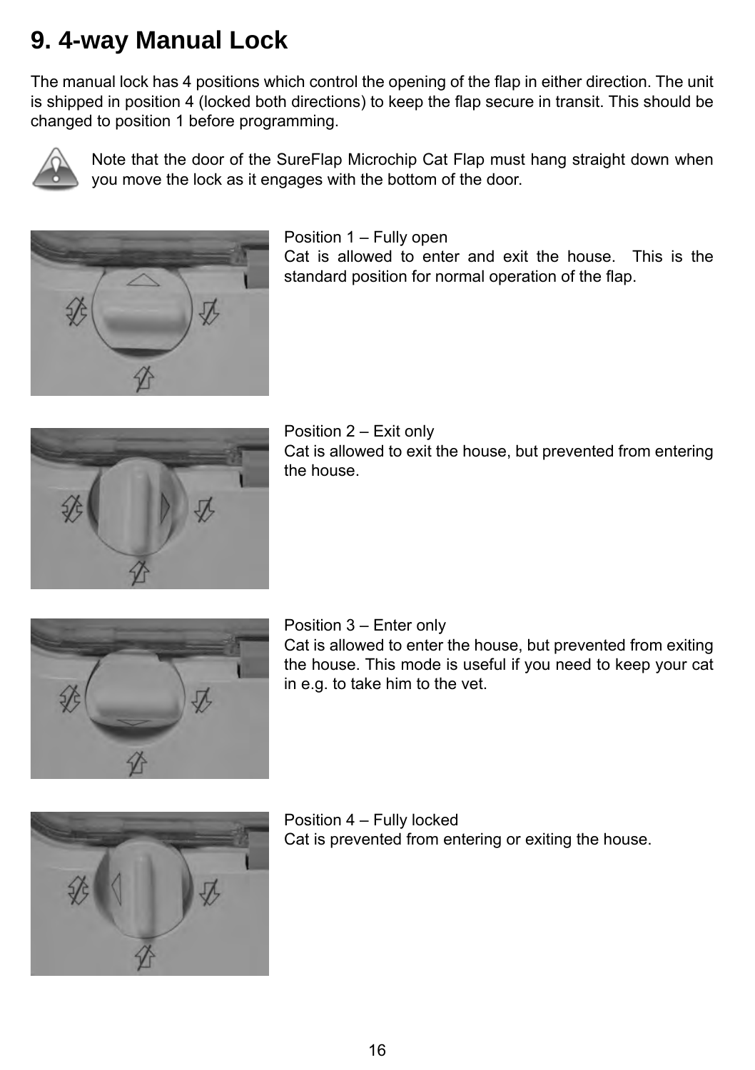# 9. 4-way Manual Lock

The manual lock has 4 positions which control the opening of the flap in either direction. The unit is shipped in position 4 (locked both directions) to keep the flap secure in transit. This should be changed to position 1 before programming.

Note that the door of the SureFlap Microchip Cat Flap must hang straight down when you move the lock as it engages with the bottom of the door.

Position 1 – Fully open
Cat is allowed to enter and exit the house. This is the standard position for normal operation of the flap.

Position 2 – Exit only
Cat is allowed to exit the house, but prevented from entering the house.

Position 3 – Enter only
Cat is allowed to enter the house, but prevented from exiting the house. This mode is useful if you need to keep your cat in e.g. to take him to the vet.

Position 4 – Fully locked
Cat is prevented from entering or exiting the house.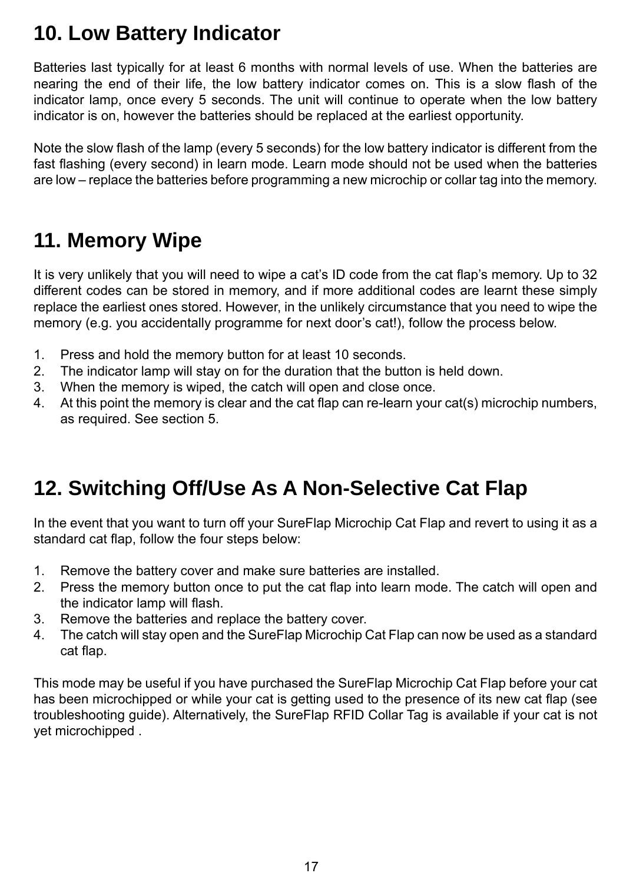## 10. Low Battery Indicator

Batteries last typically for at least 6 months with normal levels of use. When the batteries are nearing the end of their life, the low battery indicator comes on. This is a slow flash of the indicator lamp, once every 5 seconds. The unit will continue to operate when the low battery indicator is on, however the batteries should be replaced at the earliest opportunity.

Note the slow flash of the lamp (every 5 seconds) for the low battery indicator is different from the fast flashing (every second) in learn mode. Learn mode should not be used when the batteries are low – replace the batteries before programming a new microchip or collar tag into the memory.

## 11. Memory Wipe

It is very unlikely that you will need to wipe a cat's ID code from the cat flap's memory. Up to 32 different codes can be stored in memory, and if more additional codes are learnt these simply replace the earliest ones stored. However, in the unlikely circumstance that you need to wipe the memory (e.g. you accidentally programme for next door's cat!), follow the process below.

1. Press and hold the memory button for at least 10 seconds.
2. The indicator lamp will stay on for the duration that the button is held down.
3. When the memory is wiped, the catch will open and close once.
4. At this point the memory is clear and the cat flap can re-learn your cat(s) microchip numbers, as required. See section 5.

## 12. Switching Off/Use As A Non-Selective Cat Flap

In the event that you want to turn off your SureFlap Microchip Cat Flap and revert to using it as a standard cat flap, follow the four steps below:

1. Remove the battery cover and make sure batteries are installed.
2. Press the memory button once to put the cat flap into learn mode. The catch will open and the indicator lamp will flash.
3. Remove the batteries and replace the battery cover.
4. The catch will stay open and the SureFlap Microchip Cat Flap can now be used as a standard cat flap.

This mode may be useful if you have purchased the SureFlap Microchip Cat Flap before your cat has been microchipped or while your cat is getting used to the presence of its new cat flap (see troubleshooting guide). Alternatively, the SureFlap RFID Collar Tag is available if your cat is not yet microchipped .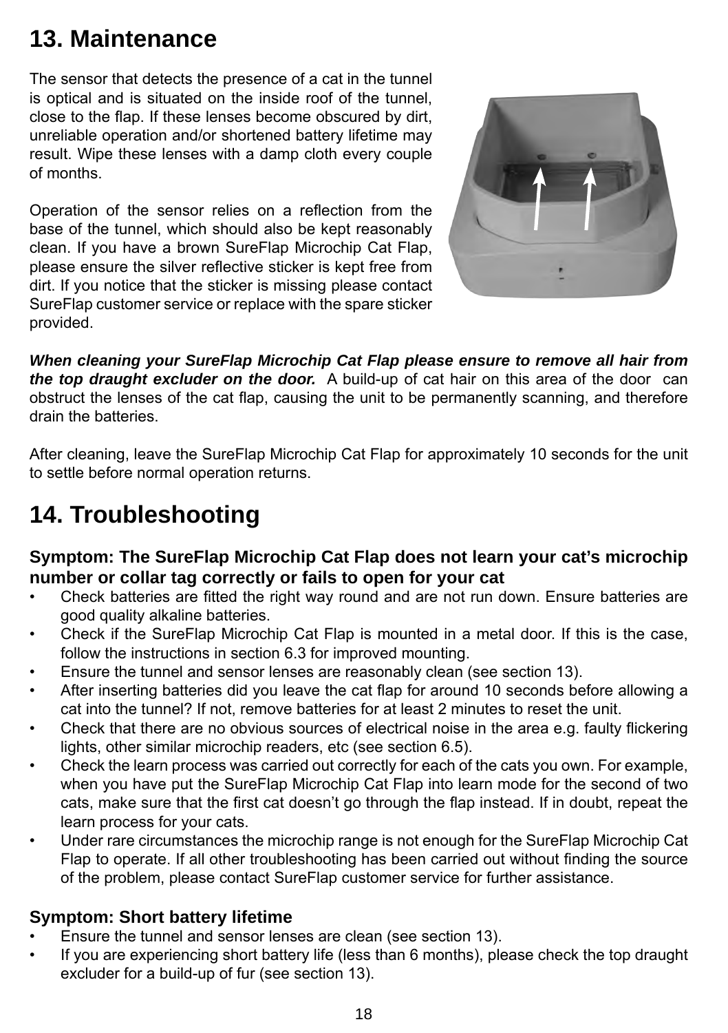# 13. Maintenance

The sensor that detects the presence of a cat in the tunnel is optical and is situated on the inside roof of the tunnel, close to the flap. If these lenses become obscured by dirt, unreliable operation and/or shortened battery lifetime may result. Wipe these lenses with a damp cloth every couple of months.

Operation of the sensor relies on a reflection from the base of the tunnel, which should also be kept reasonably clean. If you have a brown SureFlap Microchip Cat Flap, please ensure the silver reflective sticker is kept free from dirt. If you notice that the sticker is missing please contact SureFlap customer service or replace with the spare sticker provided.

***When cleaning your SureFlap Microchip Cat Flap please ensure to remove all hair from the top draught excluder on the door.*** A build-up of cat hair on this area of the door can obstruct the lenses of the cat flap, causing the unit to be permanently scanning, and therefore drain the batteries.

After cleaning, leave the SureFlap Microchip Cat Flap for approximately 10 seconds for the unit to settle before normal operation returns.

# 14. Troubleshooting

### Symptom: The SureFlap Microchip Cat Flap does not learn your cat's microchip number or collar tag correctly or fails to open for your cat

- Check batteries are fitted the right way round and are not run down. Ensure batteries are good quality alkaline batteries.
- Check if the SureFlap Microchip Cat Flap is mounted in a metal door. If this is the case, follow the instructions in section 6.3 for improved mounting.
- Ensure the tunnel and sensor lenses are reasonably clean (see section 13).
- After inserting batteries did you leave the cat flap for around 10 seconds before allowing a cat into the tunnel? If not, remove batteries for at least 2 minutes to reset the unit.
- Check that there are no obvious sources of electrical noise in the area e.g. faulty flickering lights, other similar microchip readers, etc (see section 6.5).
- Check the learn process was carried out correctly for each of the cats you own. For example, when you have put the SureFlap Microchip Cat Flap into learn mode for the second of two cats, make sure that the first cat doesn't go through the flap instead. If in doubt, repeat the learn process for your cats.
- Under rare circumstances the microchip range is not enough for the SureFlap Microchip Cat Flap to operate. If all other troubleshooting has been carried out without finding the source of the problem, please contact SureFlap customer service for further assistance.

### Symptom: Short battery lifetime

- Ensure the tunnel and sensor lenses are clean (see section 13).
- If you are experiencing short battery life (less than 6 months), please check the top draught excluder for a build-up of fur (see section 13).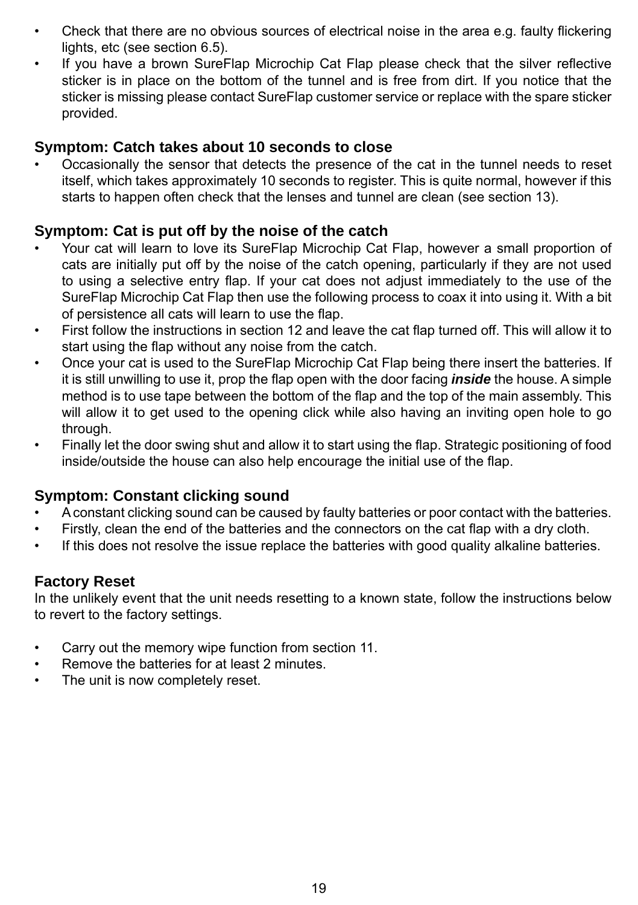- Check that there are no obvious sources of electrical noise in the area e.g. faulty flickering lights, etc (see section 6.5).
- If you have a brown SureFlap Microchip Cat Flap please check that the silver reflective sticker is in place on the bottom of the tunnel and is free from dirt. If you notice that the sticker is missing please contact SureFlap customer service or replace with the spare sticker provided.

### Symptom: Catch takes about 10 seconds to close

- Occasionally the sensor that detects the presence of the cat in the tunnel needs to reset itself, which takes approximately 10 seconds to register. This is quite normal, however if this starts to happen often check that the lenses and tunnel are clean (see section 13).

### Symptom: Cat is put off by the noise of the catch

- Your cat will learn to love its SureFlap Microchip Cat Flap, however a small proportion of cats are initially put off by the noise of the catch opening, particularly if they are not used to using a selective entry flap. If your cat does not adjust immediately to the use of the SureFlap Microchip Cat Flap then use the following process to coax it into using it. With a bit of persistence all cats will learn to use the flap.
- First follow the instructions in section 12 and leave the cat flap turned off. This will allow it to start using the flap without any noise from the catch.
- Once your cat is used to the SureFlap Microchip Cat Flap being there insert the batteries. If it is still unwilling to use it, prop the flap open with the door facing ***inside*** the house. A simple method is to use tape between the bottom of the flap and the top of the main assembly. This will allow it to get used to the opening click while also having an inviting open hole to go through.
- Finally let the door swing shut and allow it to start using the flap. Strategic positioning of food inside/outside the house can also help encourage the initial use of the flap.

### Symptom: Constant clicking sound

- A constant clicking sound can be caused by faulty batteries or poor contact with the batteries.
- Firstly, clean the end of the batteries and the connectors on the cat flap with a dry cloth.
- If this does not resolve the issue replace the batteries with good quality alkaline batteries.

### Factory Reset

In the unlikely event that the unit needs resetting to a known state, follow the instructions below to revert to the factory settings.

- Carry out the memory wipe function from section 11.
- Remove the batteries for at least 2 minutes.
- The unit is now completely reset.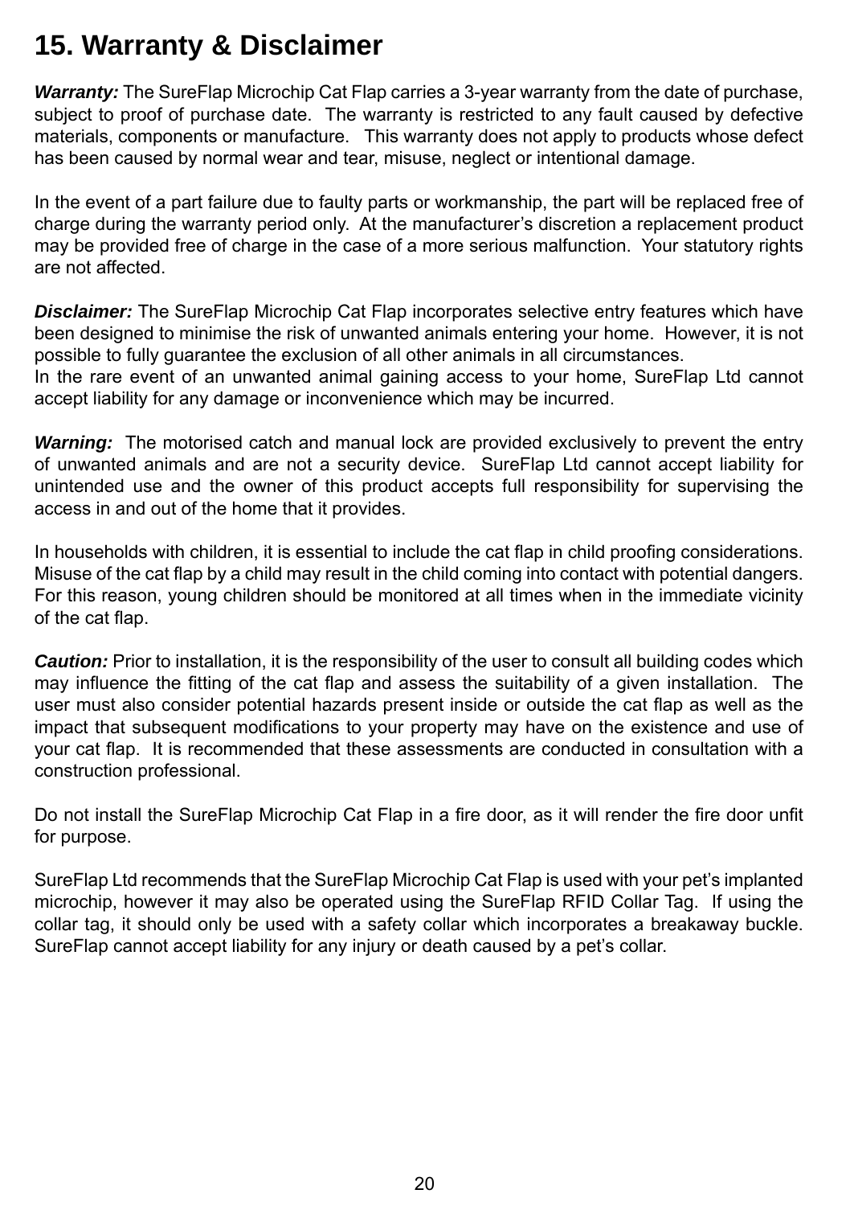## 15. Warranty & Disclaimer

***Warranty:*** The SureFlap Microchip Cat Flap carries a 3-year warranty from the date of purchase, subject to proof of purchase date. The warranty is restricted to any fault caused by defective materials, components or manufacture. This warranty does not apply to products whose defect has been caused by normal wear and tear, misuse, neglect or intentional damage.

In the event of a part failure due to faulty parts or workmanship, the part will be replaced free of charge during the warranty period only. At the manufacturer's discretion a replacement product may be provided free of charge in the case of a more serious malfunction. Your statutory rights are not affected.

***Disclaimer:*** The SureFlap Microchip Cat Flap incorporates selective entry features which have been designed to minimise the risk of unwanted animals entering your home. However, it is not possible to fully guarantee the exclusion of all other animals in all circumstances.
In the rare event of an unwanted animal gaining access to your home, SureFlap Ltd cannot accept liability for any damage or inconvenience which may be incurred.

***Warning:*** The motorised catch and manual lock are provided exclusively to prevent the entry of unwanted animals and are not a security device. SureFlap Ltd cannot accept liability for unintended use and the owner of this product accepts full responsibility for supervising the access in and out of the home that it provides.

In households with children, it is essential to include the cat flap in child proofing considerations. Misuse of the cat flap by a child may result in the child coming into contact with potential dangers. For this reason, young children should be monitored at all times when in the immediate vicinity of the cat flap.

***Caution:*** Prior to installation, it is the responsibility of the user to consult all building codes which may influence the fitting of the cat flap and assess the suitability of a given installation. The user must also consider potential hazards present inside or outside the cat flap as well as the impact that subsequent modifications to your property may have on the existence and use of your cat flap. It is recommended that these assessments are conducted in consultation with a construction professional.

Do not install the SureFlap Microchip Cat Flap in a fire door, as it will render the fire door unfit for purpose.

SureFlap Ltd recommends that the SureFlap Microchip Cat Flap is used with your pet's implanted microchip, however it may also be operated using the SureFlap RFID Collar Tag. If using the collar tag, it should only be used with a safety collar which incorporates a breakaway buckle. SureFlap cannot accept liability for any injury or death caused by a pet's collar.